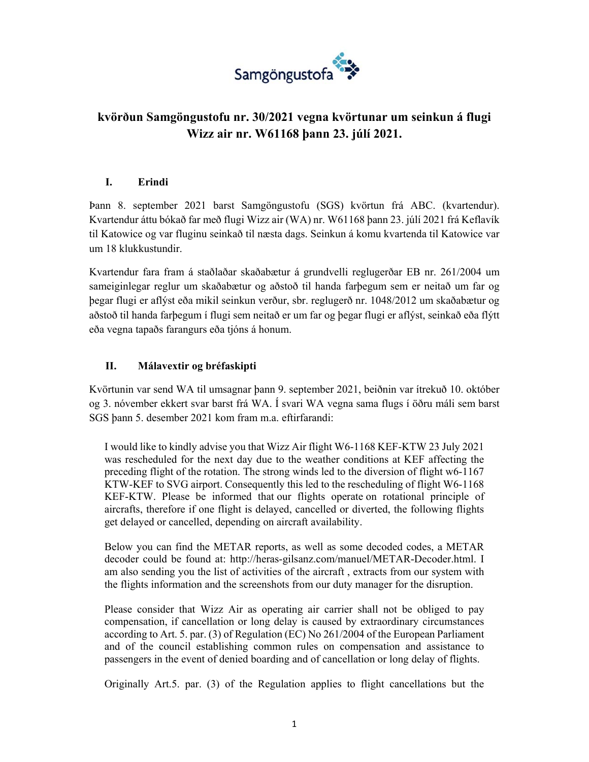# kvörðun Samgöngustofu nr. 30/2021 vegna kvörtunar um seinkun á flugi Wizz air nr. W61168 þann 23. júlí 2021.

## I. Erindi

Þann 8. september 2021 barst Samgöngustofu (SGS) kvörtun frá ABC. (kvartendur). Kvartendur áttu bókað far með flugi Wizz air (WA) nr. W61168 þann 23. júlí 2021 frá Keflavík til Katowice og var fluginu seinkað til næsta dags. Seinkun á komu kvartenda til Katowice var um 18 klukkustundir.

Kvartendur fara fram á staðlaðar skaðabætur á grundvelli reglugerðar EB nr. 261/2004 um sameiginlegar reglur um skaðabætur og aðstoð til handa farþegum sem er neitað um far og þegar flugi er aflýst eða mikil seinkun verður, sbr. reglugerð nr. 1048/2012 um skaðabætur og aðstoð til handa farþegum í flugi sem neitað er um far og þegar flugi er aflýst, seinkað eða flýtt eða vegna tapaðs farangurs eða tjóns á honum.

## II. Málavextir og bréfaskipti

Kvörtunin var send WA til umsagnar þann 9. september 2021, beiðnin var ítrekuð 10. október og 3. nóvember ekkert svar barst frá WA. Í svari WA vegna sama flugs í öðru máli sem barst SGS þann 5. desember 2021 kom fram m.a. eftirfarandi:

> I would like to kindly advise you that Wizz Air flight W6-1168 KEF-KTW 23 July 2021 was rescheduled for the next day due to the weather conditions at KEF affecting the preceding flight of the rotation. The strong winds led to the diversion of flight w6-1167 KTW-KEF to SVG airport. Consequently this led to the rescheduling of flight W6-1168 KEF-KTW. Please be informed that our flights operate on rotational principle of aircrafts, therefore if one flight is delayed, cancelled or diverted, the following flights get delayed or cancelled, depending on aircraft availability.
>
> Below you can find the METAR reports, as well as some decoded codes, a METAR decoder could be found at: http://heras-gilsanz.com/manuel/METAR-Decoder.html. I am also sending you the list of activities of the aircraft , extracts from our system with the flights information and the screenshots from our duty manager for the disruption.
>
> Please consider that Wizz Air as operating air carrier shall not be obliged to pay compensation, if cancellation or long delay is caused by extraordinary circumstances according to Art. 5. par. (3) of Regulation (EC) No 261/2004 of the European Parliament and of the council establishing common rules on compensation and assistance to passengers in the event of denied boarding and of cancellation or long delay of flights.
>
> Originally Art.5. par. (3) of the Regulation applies to flight cancellations but the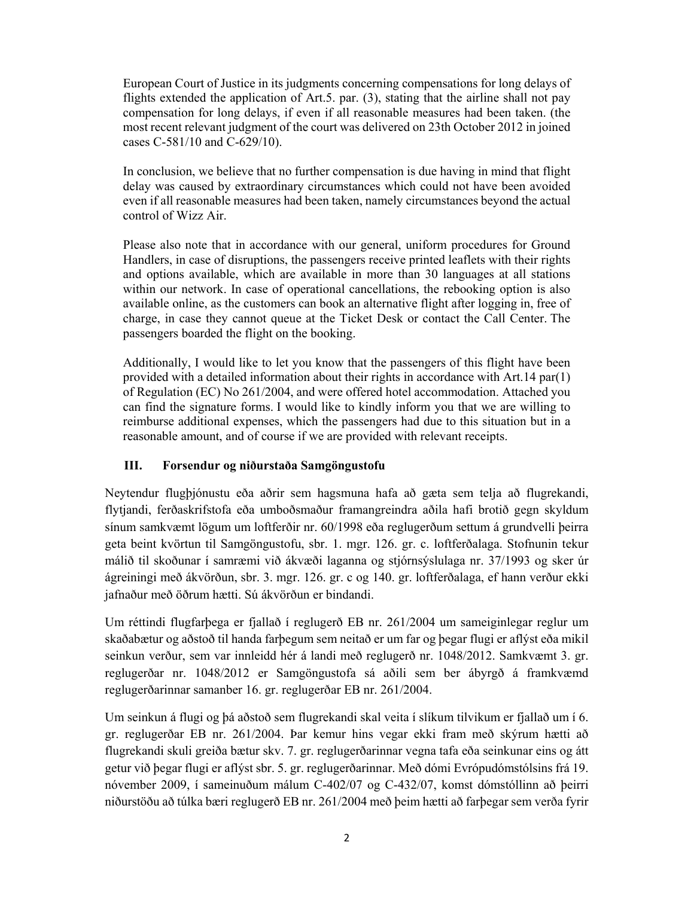European Court of Justice in its judgments concerning compensations for long delays of flights extended the application of Art.5. par. (3), stating that the airline shall not pay compensation for long delays, if even if all reasonable measures had been taken. (the most recent relevant judgment of the court was delivered on 23th October 2012 in joined cases C-581/10 and C-629/10).

In conclusion, we believe that no further compensation is due having in mind that flight delay was caused by extraordinary circumstances which could not have been avoided even if all reasonable measures had been taken, namely circumstances beyond the actual control of Wizz Air.

Please also note that in accordance with our general, uniform procedures for Ground Handlers, in case of disruptions, the passengers receive printed leaflets with their rights and options available, which are available in more than 30 languages at all stations within our network. In case of operational cancellations, the rebooking option is also available online, as the customers can book an alternative flight after logging in, free of charge, in case they cannot queue at the Ticket Desk or contact the Call Center. The passengers boarded the flight on the booking.

Additionally, I would like to let you know that the passengers of this flight have been provided with a detailed information about their rights in accordance with Art.14 par(1) of Regulation (EC) No 261/2004, and were offered hotel accommodation. Attached you can find the signature forms. I would like to kindly inform you that we are willing to reimburse additional expenses, which the passengers had due to this situation but in a reasonable amount, and of course if we are provided with relevant receipts.

## III. Forsendur og niðurstaða Samgöngustofu

Neytendur flugþjónustu eða aðrir sem hagsmuna hafa að gæta sem telja að flugrekandi, flytjandi, ferðaskrifstofa eða umboðsmaður framangreindra aðila hafi brotið gegn skyldum sínum samkvæmt lögum um loftferðir nr. 60/1998 eða reglugerðum settum á grundvelli þeirra geta beint kvörtun til Samgöngustofu, sbr. 1. mgr. 126. gr. c. loftferðalaga. Stofnunin tekur málið til skoðunar í samræmi við ákvæði laganna og stjórnsýslulaga nr. 37/1993 og sker úr ágreiningi með ákvörðun, sbr. 3. mgr. 126. gr. c og 140. gr. loftferðalaga, ef hann verður ekki jafnaður með öðrum hætti. Sú ákvörðun er bindandi.

Um réttindi flugfarþega er fjallað í reglugerð EB nr. 261/2004 um sameiginlegar reglur um skaðabætur og aðstoð til handa farþegum sem neitað er um far og þegar flugi er aflýst eða mikil seinkun verður, sem var innleidd hér á landi með reglugerð nr. 1048/2012. Samkvæmt 3. gr. reglugerðar nr. 1048/2012 er Samgöngustofa sá aðili sem ber ábyrgð á framkvæmd reglugerðarinnar samanber 16. gr. reglugerðar EB nr. 261/2004.

Um seinkun á flugi og þá aðstoð sem flugrekandi skal veita í slíkum tilvikum er fjallað um í 6. gr. reglugerðar EB nr. 261/2004. Þar kemur hins vegar ekki fram með skýrum hætti að flugrekandi skuli greiða bætur skv. 7. gr. reglugerðarinnar vegna tafa eða seinkunar eins og átt getur við þegar flugi er aflýst sbr. 5. gr. reglugerðarinnar. Með dómi Evrópudómstólsins frá 19. nóvember 2009, í sameinuðum málum C-402/07 og C-432/07, komst dómstóllinn að þeirri niðurstöðu að túlka bæri reglugerð EB nr. 261/2004 með þeim hætti að farþegar sem verða fyrir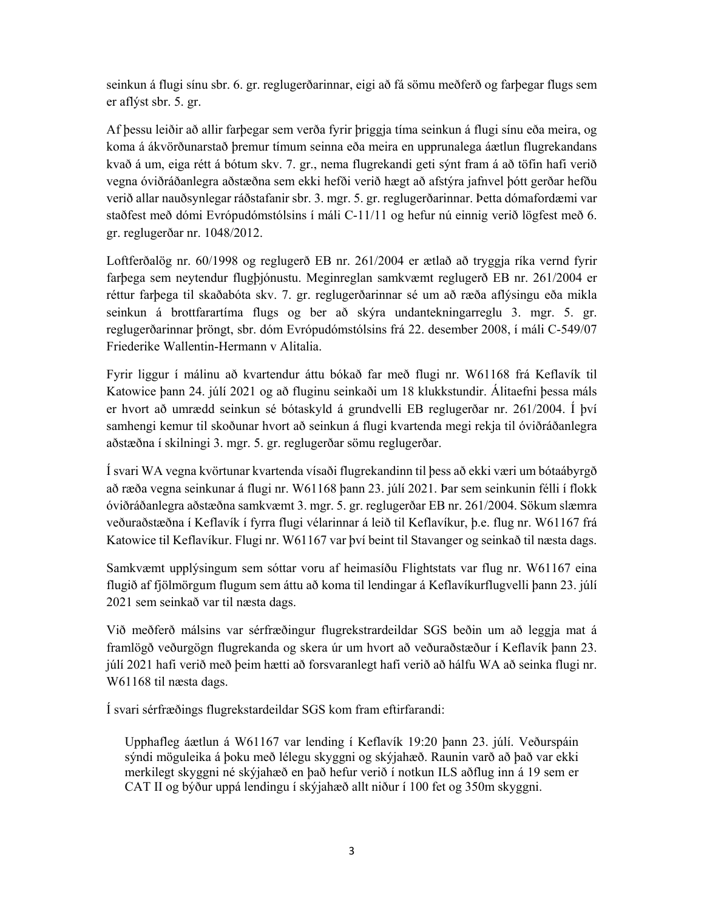seinkun á flugi sínu sbr. 6. gr. reglugerðarinnar, eigi að fá sömu meðferð og farþegar flugs sem er aflýst sbr. 5. gr.

Af þessu leiðir að allir farþegar sem verða fyrir þriggja tíma seinkun á flugi sínu eða meira, og koma á ákvörðunarstað þremur tímum seinna eða meira en upprunalega áætlun flugrekandans kvað á um, eiga rétt á bótum skv. 7. gr., nema flugrekandi geti sýnt fram á að töfin hafi verið vegna óviðráðanlegra aðstæðna sem ekki hefði verið hægt að afstýra jafnvel þótt gerðar hefðu verið allar nauðsynlegar ráðstafanir sbr. 3. mgr. 5. gr. reglugerðarinnar. Þetta dómafordæmi var staðfest með dómi Evrópudómstólsins í máli C-11/11 og hefur nú einnig verið lögfest með 6. gr. reglugerðar nr. 1048/2012.

Loftferðalög nr. 60/1998 og reglugerð EB nr. 261/2004 er ætlað að tryggja ríka vernd fyrir farþega sem neytendur flugþjónustu. Meginreglan samkvæmt reglugerð EB nr. 261/2004 er réttur farþega til skaðabóta skv. 7. gr. reglugerðarinnar sé um að ræða aflýsingu eða mikla seinkun á brottfarartíma flugs og ber að skýra undantekningarreglu 3. mgr. 5. gr. reglugerðarinnar þröngt, sbr. dóm Evrópudómstólsins frá 22. desember 2008, í máli C-549/07 Friederike Wallentin-Hermann v Alitalia.

Fyrir liggur í málinu að kvartendur áttu bókað far með flugi nr. W61168 frá Keflavík til Katowice þann 24. júlí 2021 og að fluginu seinkaði um 18 klukkstundir. Álitaefni þessa máls er hvort að umrædd seinkun sé bótaskyld á grundvelli EB reglugerðar nr. 261/2004. Í því samhengi kemur til skoðunar hvort að seinkun á flugi kvartenda megi rekja til óviðráðanlegra aðstæðna í skilningi 3. mgr. 5. gr. reglugerðar sömu reglugerðar.

Í svari WA vegna kvörtunar kvartenda vísaði flugrekandinn til þess að ekki væri um bótaábyrgð að ræða vegna seinkunar á flugi nr. W61168 þann 23. júlí 2021. Þar sem seinkunin félli í flokk óviðráðanlegra aðstæðna samkvæmt 3. mgr. 5. gr. reglugerðar EB nr. 261/2004. Sökum slæmra veðuraðstæðna í Keflavík í fyrra flugi vélarinnar á leið til Keflavíkur, þ.e. flug nr. W61167 frá Katowice til Keflavíkur. Flugi nr. W61167 var því beint til Stavanger og seinkað til næsta dags.

Samkvæmt upplýsingum sem sóttar voru af heimasíðu Flightstats var flug nr. W61167 eina flugið af fjölmörgum flugum sem áttu að koma til lendingar á Keflavíkurflugvelli þann 23. júlí 2021 sem seinkað var til næsta dags.

Við meðferð málsins var sérfræðingur flugrekstrardeildar SGS beðin um að leggja mat á framlögð veðurgögn flugrekanda og skera úr um hvort að veðuraðstæður í Keflavík þann 23. júlí 2021 hafi verið með þeim hætti að forsvaranlegt hafi verið að hálfu WA að seinka flugi nr. W61168 til næsta dags.

Í svari sérfræðings flugrekstardeildar SGS kom fram eftirfarandi:

> Upphafleg áætlun á W61167 var lending í Keflavík 19:20 þann 23. júlí. Veðurspáin sýndi möguleika á þoku með lélegu skyggni og skýjahæð. Raunin varð að það var ekki merkilegt skyggni né skýjahæð en það hefur verið í notkun ILS aðflug inn á 19 sem er CAT II og býður uppá lendingu í skýjahæð allt niður í 100 fet og 350m skyggni.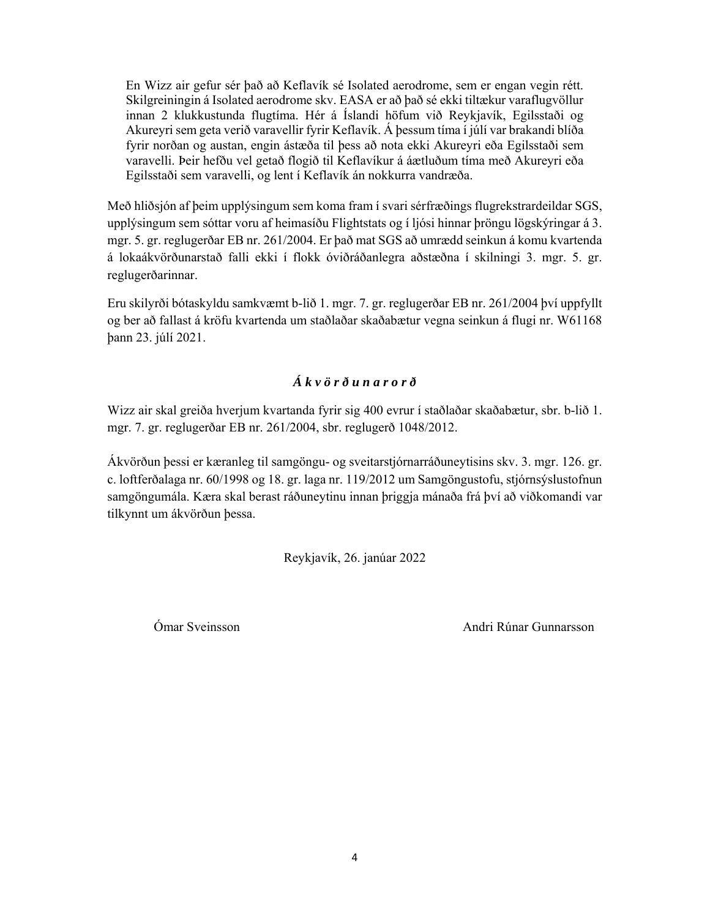> En Wizz air gefur sér það að Keflavík sé Isolated aerodrome, sem er engan vegin rétt. Skilgreiningin á Isolated aerodrome skv. EASA er að það sé ekki tiltækur varaflugvöllur innan 2 klukkustunda flugtíma. Hér á Íslandi höfum við Reykjavík, Egilsstaði og Akureyri sem geta verið varavellir fyrir Keflavík. Á þessum tíma í júlí var brakandi blíða fyrir norðan og austan, engin ástæða til þess að nota ekki Akureyri eða Egilsstaði sem varavelli. Þeir hefðu vel getað flogið til Keflavíkur á áætluðum tíma með Akureyri eða Egilsstaði sem varavelli, og lent í Keflavík án nokkurra vandræða.

Með hliðsjón af þeim upplýsingum sem koma fram í svari sérfræðings flugrekstrardeildar SGS, upplýsingum sem sóttar voru af heimasíðu Flightstats og í ljósi hinnar þröngu lögskýringar á 3. mgr. 5. gr. reglugerðar EB nr. 261/2004. Er það mat SGS að umrædd seinkun á komu kvartenda á lokaákvörðunarstað falli ekki í flokk óviðráðanlegra aðstæðna í skilningi 3. mgr. 5. gr. reglugerðarinnar.

Eru skilyrði bótaskyldu samkvæmt b-lið 1. mgr. 7. gr. reglugerðar EB nr. 261/2004 því uppfyllt og ber að fallast á kröfu kvartenda um staðlaðar skaðabætur vegna seinkun á flugi nr. W61168 þann 23. júlí 2021.

### ***Á k v ö r ð u n a r o r ð***

Wizz air skal greiða hverjum kvartanda fyrir sig 400 evrur í staðlaðar skaðabætur, sbr. b-lið 1. mgr. 7. gr. reglugerðar EB nr. 261/2004, sbr. reglugerð 1048/2012.

Ákvörðun þessi er kæranleg til samgöngu- og sveitarstjórnarráðuneytisins skv. 3. mgr. 126. gr. c. loftferðalaga nr. 60/1998 og 18. gr. laga nr. 119/2012 um Samgöngustofu, stjórnsýslustofnun samgöngumála. Kæra skal berast ráðuneytinu innan þriggja mánaða frá því að viðkomandi var tilkynnt um ákvörðun þessa.

Reykjavík, 26. janúar 2022

Ómar Sveinsson

Andri Rúnar Gunnarsson